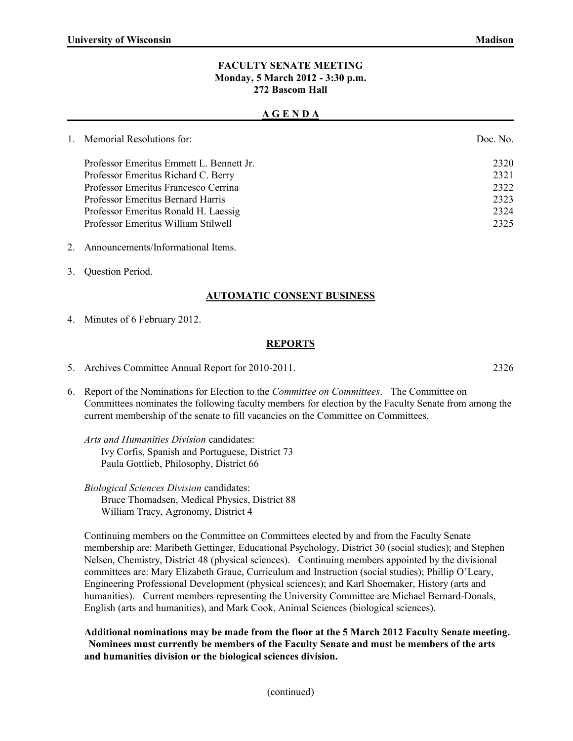University of Wisconsin Madison

# FACULTY SENATE MEETING
**Monday, 5 March 2012 - 3:30 p.m.**
**272 Bascom Hall**

## A G E N D A

1. Memorial Resolutions for:

| | Doc. No. |
|---|---|
| Professor Emeritus Emmett L. Bennett Jr. | 2320 |
| Professor Emeritus Richard C. Berry | 2321 |
| Professor Emeritus Francesco Cerrina | 2322 |
| Professor Emeritus Bernard Harris | 2323 |
| Professor Emeritus Ronald H. Laessig | 2324 |
| Professor Emeritus William Stilwell | 2325 |

2. Announcements/Informational Items.

3. Question Period.

### AUTOMATIC CONSENT BUSINESS

4. Minutes of 6 February 2012.

### REPORTS

5. Archives Committee Annual Report for 2010-2011. 2326

6. Report of the Nominations for Election to the *Committee on Committees*. The Committee on Committees nominates the following faculty members for election by the Faculty Senate from among the current membership of the senate to fill vacancies on the Committee on Committees.

   *Arts and Humanities Division* candidates:
   Ivy Corfis, Spanish and Portuguese, District 73
   Paula Gottlieb, Philosophy, District 66

   *Biological Sciences Division* candidates:
   Bruce Thomadsen, Medical Physics, District 88
   William Tracy, Agronomy, District 4

   Continuing members on the Committee on Committees elected by and from the Faculty Senate membership are: Maribeth Gettinger, Educational Psychology, District 30 (social studies); and Stephen Nelsen, Chemistry, District 48 (physical sciences). Continuing members appointed by the divisional committees are: Mary Elizabeth Graue, Curriculum and Instruction (social studies); Phillip O'Leary, Engineering Professional Development (physical sciences); and Karl Shoemaker, History (arts and humanities). Current members representing the University Committee are Michael Bernard-Donals, English (arts and humanities), and Mark Cook, Animal Sciences (biological sciences).

   **Additional nominations may be made from the floor at the 5 March 2012 Faculty Senate meeting. Nominees must currently be members of the Faculty Senate and must be members of the arts and humanities division or the biological sciences division.**

(continued)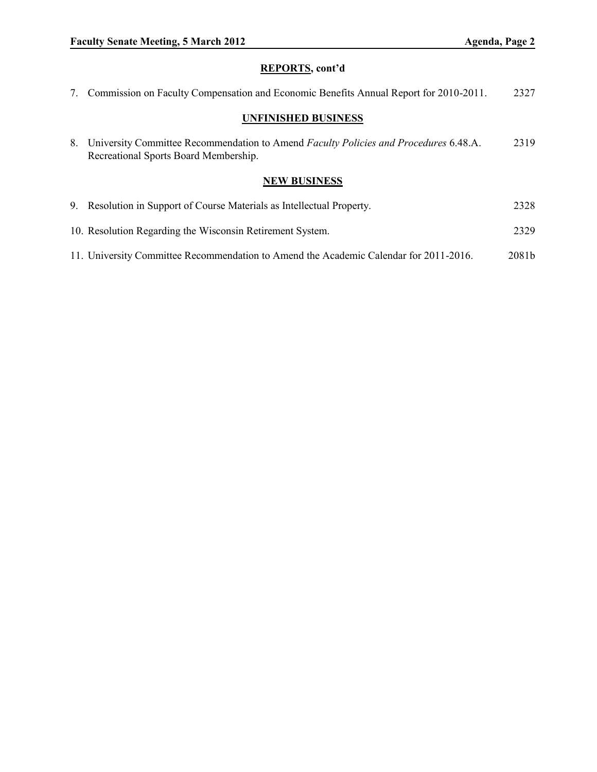## **REPORTS, cont'd**

7. Commission on Faculty Compensation and Economic Benefits Annual Report for 2010-2011. 2327

## **UNFINISHED BUSINESS**

8. University Committee Recommendation to Amend *Faculty Policies and Procedures* 6.48.A. Recreational Sports Board Membership. 2319

## **NEW BUSINESS**

9. Resolution in Support of Course Materials as Intellectual Property. 2328

10. Resolution Regarding the Wisconsin Retirement System. 2329

11. University Committee Recommendation to Amend the Academic Calendar for 2011-2016. 2081b